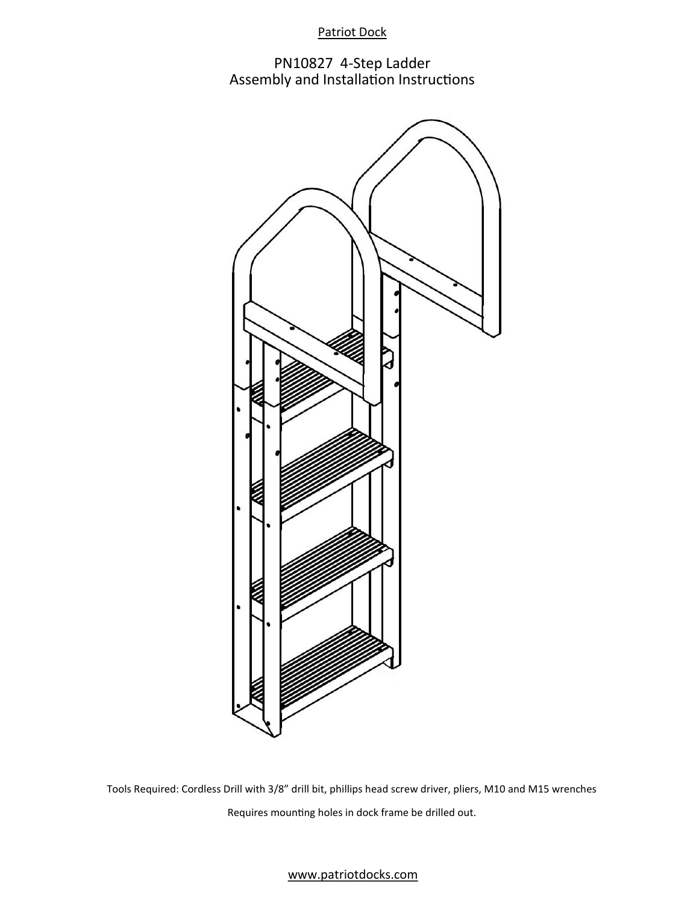Patriot Dock

# PN10827 4-Step Ladder
# Assembly and Installation Instructions

Tools Required: Cordless Drill with 3/8" drill bit, phillips head screw driver, pliers, M10 and M15 wrenches

Requires mounting holes in dock frame be drilled out.

www.patriotdocks.com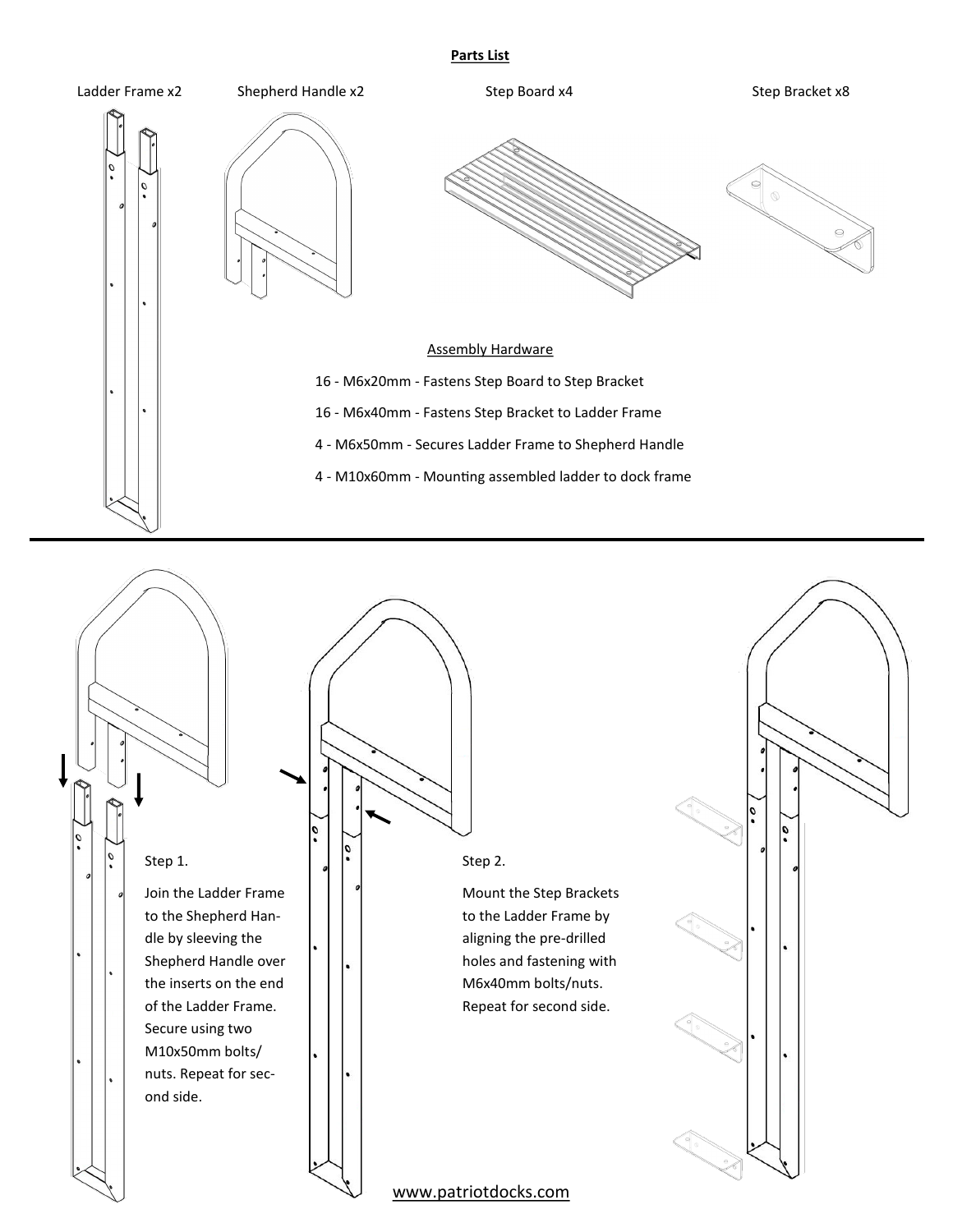**Parts List**

Ladder Frame x2

Shepherd Handle x2

Step Board x4

Step Bracket x8

Assembly Hardware

16 - M6x20mm - Fastens Step Board to Step Bracket

16 - M6x40mm - Fastens Step Bracket to Ladder Frame

4 - M6x50mm - Secures Ladder Frame to Shepherd Handle

4 - M10x60mm - Mounting assembled ladder to dock frame

---

Step 1.

Join the Ladder Frame to the Shepherd Handle by sleeving the Shepherd Handle over the inserts on the end of the Ladder Frame. Secure using two M10x50mm bolts/nuts. Repeat for second side.

Step 2.

Mount the Step Brackets to the Ladder Frame by aligning the pre-drilled holes and fastening with M6x40mm bolts/nuts. Repeat for second side.

www.patriotdocks.com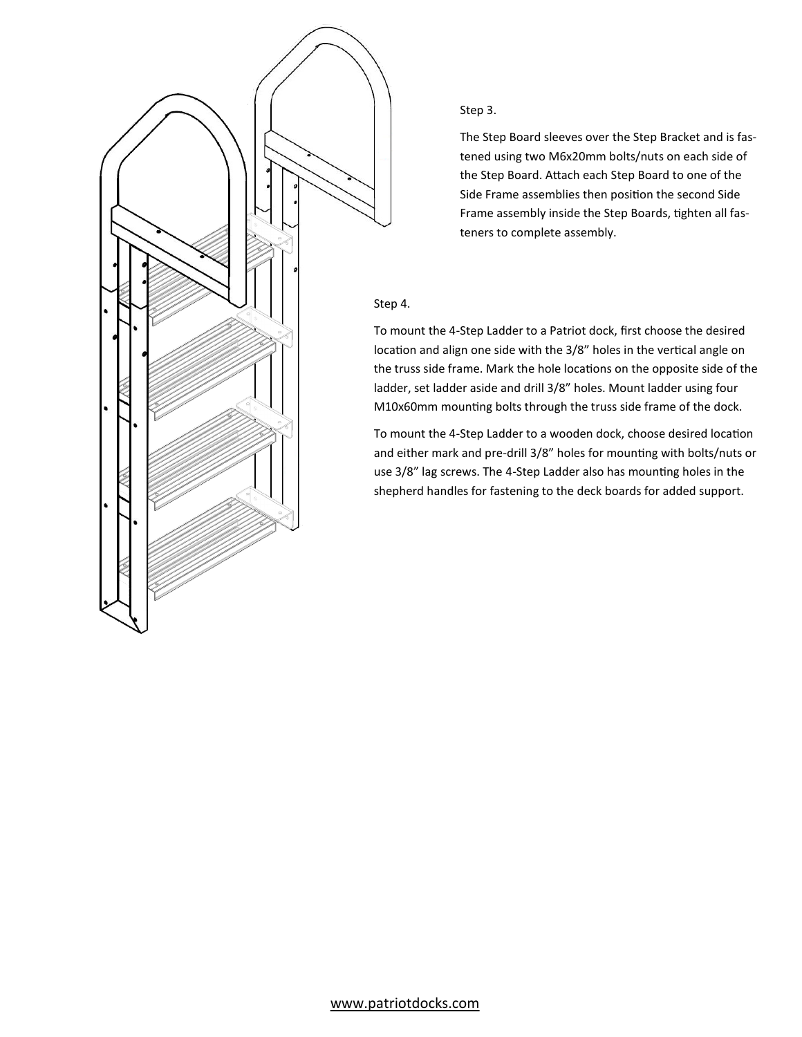Step 3.

The Step Board sleeves over the Step Bracket and is fastened using two M6x20mm bolts/nuts on each side of the Step Board. Attach each Step Board to one of the Side Frame assemblies then position the second Side Frame assembly inside the Step Boards, tighten all fasteners to complete assembly.

Step 4.

To mount the 4-Step Ladder to a Patriot dock, first choose the desired location and align one side with the 3/8" holes in the vertical angle on the truss side frame. Mark the hole locations on the opposite side of the ladder, set ladder aside and drill 3/8" holes. Mount ladder using four M10x60mm mounting bolts through the truss side frame of the dock.

To mount the 4-Step Ladder to a wooden dock, choose desired location and either mark and pre-drill 3/8" holes for mounting with bolts/nuts or use 3/8" lag screws. The 4-Step Ladder also has mounting holes in the shepherd handles for fastening to the deck boards for added support.